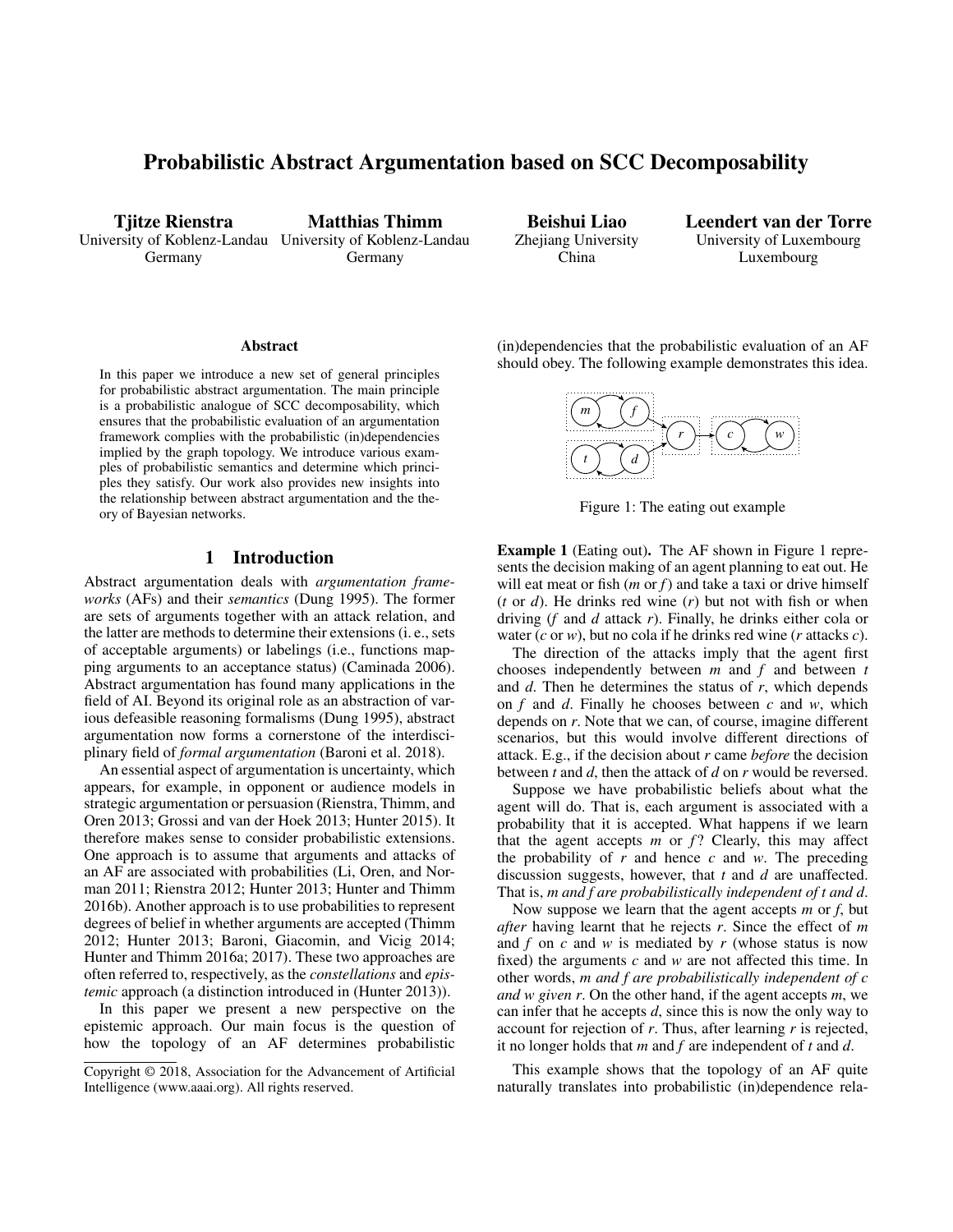# Probabilistic Abstract Argumentation based on SCC Decomposability

**Tjitze Rienstra**
University of Koblenz-Landau
Germany

**Matthias Thimm**
University of Koblenz-Landau
Germany

**Beishui Liao**
Zhejiang University
China

**Leendert van der Torre**
University of Luxembourg
Luxembourg

### Abstract

In this paper we introduce a new set of general principles for probabilistic abstract argumentation. The main principle is a probabilistic analogue of SCC decomposability, which ensures that the probabilistic evaluation of an argumentation framework complies with the probabilistic (in)dependencies implied by the graph topology. We introduce various examples of probabilistic semantics and determine which principles they satisfy. Our work also provides new insights into the relationship between abstract argumentation and the theory of Bayesian networks.

## 1 Introduction

Abstract argumentation deals with *argumentation frameworks* (AFs) and their *semantics* (Dung 1995). The former are sets of arguments together with an attack relation, and the latter are methods to determine their extensions (i. e., sets of acceptable arguments) or labelings (i.e., functions mapping arguments to an acceptance status) (Caminada 2006). Abstract argumentation has found many applications in the field of AI. Beyond its original role as an abstraction of various defeasible reasoning formalisms (Dung 1995), abstract argumentation now forms a cornerstone of the interdisciplinary field of *formal argumentation* (Baroni et al. 2018).

An essential aspect of argumentation is uncertainty, which appears, for example, in opponent or audience models in strategic argumentation or persuasion (Rienstra, Thimm, and Oren 2013; Grossi and van der Hoek 2013; Hunter 2015). It therefore makes sense to consider probabilistic extensions. One approach is to assume that arguments and attacks of an AF are associated with probabilities (Li, Oren, and Norman 2011; Rienstra 2012; Hunter 2013; Hunter and Thimm 2016b). Another approach is to use probabilities to represent degrees of belief in whether arguments are accepted (Thimm 2012; Hunter 2013; Baroni, Giacomin, and Vicig 2014; Hunter and Thimm 2016a; 2017). These two approaches are often referred to, respectively, as the *constellations* and *epistemic* approach (a distinction introduced in (Hunter 2013)).

In this paper we present a new perspective on the epistemic approach. Our main focus is the question of how the topology of an AF determines probabilistic (in)dependencies that the probabilistic evaluation of an AF should obey. The following example demonstrates this idea.

Figure 1: The eating out example

**Example 1** (Eating out)**.** The AF shown in Figure 1 represents the decision making of an agent planning to eat out. He will eat meat or fish ($m$ or $f$) and take a taxi or drive himself ($t$ or $d$). He drinks red wine ($r$) but not with fish or when driving ($f$ and $d$ attack $r$). Finally, he drinks either cola or water ($c$ or $w$), but no cola if he drinks red wine ($r$ attacks $c$).

The direction of the attacks imply that the agent first chooses independently between $m$ and $f$ and between $t$ and $d$. Then he determines the status of $r$, which depends on $f$ and $d$. Finally he chooses between $c$ and $w$, which depends on $r$. Note that we can, of course, imagine different scenarios, but this would involve different directions of attack. E.g., if the decision about $r$ came *before* the decision between $t$ and $d$, then the attack of $d$ on $r$ would be reversed.

Suppose we have probabilistic beliefs about what the agent will do. That is, each argument is associated with a probability that it is accepted. What happens if we learn that the agent accepts $m$ or $f$? Clearly, this may affect the probability of $r$ and hence $c$ and $w$. The preceding discussion suggests, however, that $t$ and $d$ are unaffected. That is, *$m$ and $f$ are probabilistically independent of $t$ and $d$*.

Now suppose we learn that the agent accepts $m$ or $f$, but *after* having learnt that he rejects $r$. Since the effect of $m$ and $f$ on $c$ and $w$ is mediated by $r$ (whose status is now fixed) the arguments $c$ and $w$ are not affected this time. In other words, *$m$ and $f$ are probabilistically independent of $c$ and $w$ given $r$*. On the other hand, if the agent accepts $m$, we can infer that he accepts $d$, since this is now the only way to account for rejection of $r$. Thus, after learning $r$ is rejected, it no longer holds that $m$ and $f$ are independent of $t$ and $d$.

This example shows that the topology of an AF quite naturally translates into probabilistic (in)dependence rela-

Copyright © 2018, Association for the Advancement of Artificial Intelligence (www.aaai.org). All rights reserved.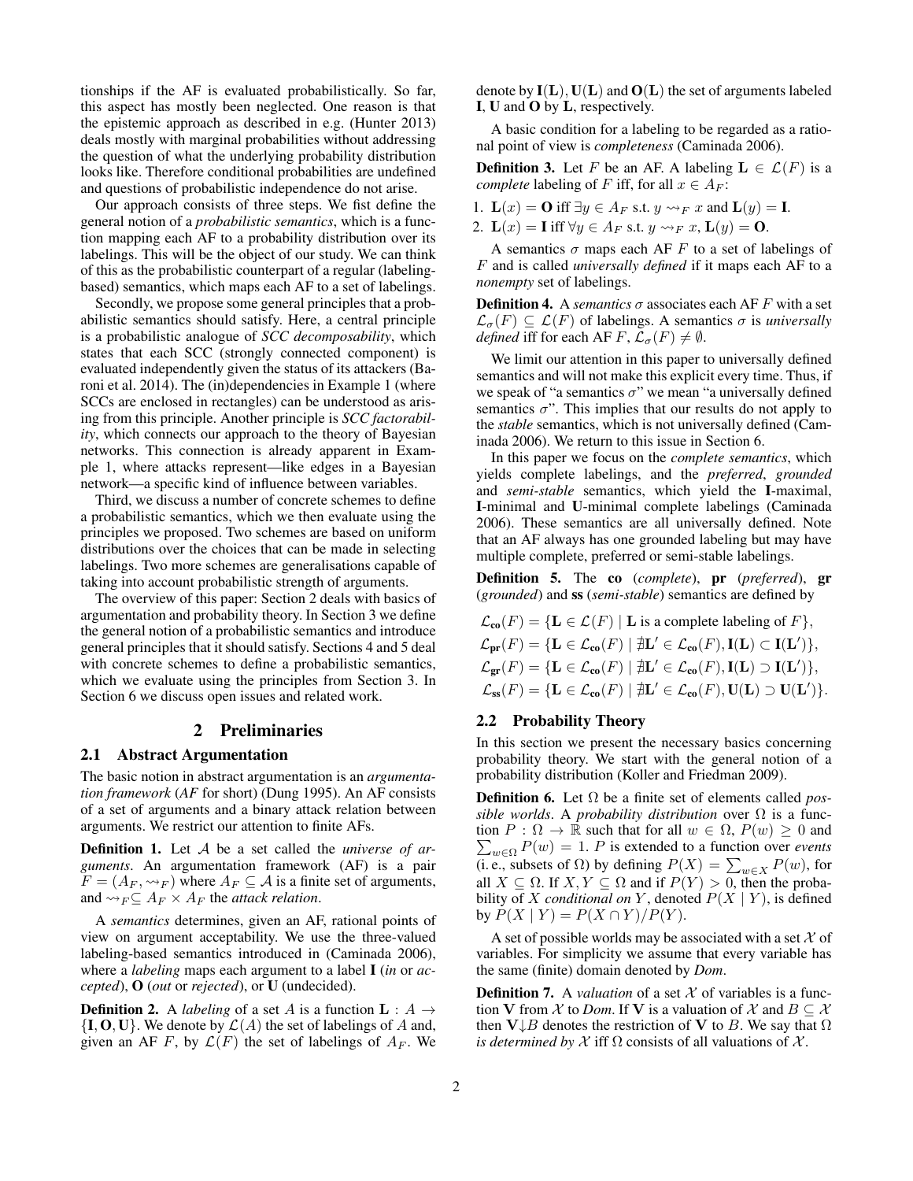tionships if the AF is evaluated probabilistically. So far, this aspect has mostly been neglected. One reason is that the epistemic approach as described in e.g. (Hunter 2013) deals mostly with marginal probabilities without addressing the question of what the underlying probability distribution looks like. Therefore conditional probabilities are undefined and questions of probabilistic independence do not arise.

Our approach consists of three steps. We fist define the general notion of a *probabilistic semantics*, which is a function mapping each AF to a probability distribution over its labelings. This will be the object of our study. We can think of this as the probabilistic counterpart of a regular (labeling-based) semantics, which maps each AF to a set of labelings.

Secondly, we propose some general principles that a probabilistic semantics should satisfy. Here, a central principle is a probabilistic analogue of *SCC decomposability*, which states that each SCC (strongly connected component) is evaluated independently given the status of its attackers (Baroni et al. 2014). The (in)dependencies in Example 1 (where SCCs are enclosed in rectangles) can be understood as arising from this principle. Another principle is *SCC factorability*, which connects our approach to the theory of Bayesian networks. This connection is already apparent in Example 1, where attacks represent—like edges in a Bayesian network—a specific kind of influence between variables.

Third, we discuss a number of concrete schemes to define a probabilistic semantics, which we then evaluate using the principles we proposed. Two schemes are based on uniform distributions over the choices that can be made in selecting labelings. Two more schemes are generalisations capable of taking into account probabilistic strength of arguments.

The overview of this paper: Section 2 deals with basics of argumentation and probability theory. In Section 3 we define the general notion of a probabilistic semantics and introduce general principles that it should satisfy. Sections 4 and 5 deal with concrete schemes to define a probabilistic semantics, which we evaluate using the principles from Section 3. In Section 6 we discuss open issues and related work.

# 2 Preliminaries

## 2.1 Abstract Argumentation

The basic notion in abstract argumentation is an *argumentation framework* (*AF* for short) (Dung 1995). An AF consists of a set of arguments and a binary attack relation between arguments. We restrict our attention to finite AFs.

**Definition 1.** Let $\mathcal{A}$ be a set called the *universe of arguments*. An argumentation framework (AF) is a pair $F = (A_F, \rightsquigarrow_F)$ where $A_F \subseteq \mathcal{A}$ is a finite set of arguments, and $\rightsquigarrow_F \subseteq A_F \times A_F$ the *attack relation*.

A *semantics* determines, given an AF, rational points of view on argument acceptability. We use the three-valued labeling-based semantics introduced in (Caminada 2006), where a *labeling* maps each argument to a label $\mathbf{I}$ (*in* or *accepted*), $\mathbf{O}$ (*out* or *rejected*), or $\mathbf{U}$ (undecided).

**Definition 2.** A *labeling* of a set $A$ is a function $\mathbf{L} : A \to \{\mathbf{I}, \mathbf{O}, \mathbf{U}\}$. We denote by $\mathcal{L}(A)$ the set of labelings of $A$ and, given an AF $F$, by $\mathcal{L}(F)$ the set of labelings of $A_F$. We denote by $\mathbf{I}(\mathbf{L}), \mathbf{U}(\mathbf{L})$ and $\mathbf{O}(\mathbf{L})$ the set of arguments labeled $\mathbf{I}$, $\mathbf{U}$ and $\mathbf{O}$ by $\mathbf{L}$, respectively.

A basic condition for a labeling to be regarded as a rational point of view is *completeness* (Caminada 2006).

**Definition 3.** Let $F$ be an AF. A labeling $\mathbf{L} \in \mathcal{L}(F)$ is a *complete* labeling of $F$ iff, for all $x \in A_F$:

1. $\mathbf{L}(x) = \mathbf{O}$ iff $\exists y \in A_F$ s.t. $y \rightsquigarrow_F x$ and $\mathbf{L}(y) = \mathbf{I}$.
2. $\mathbf{L}(x) = \mathbf{I}$ iff $\forall y \in A_F$ s.t. $y \rightsquigarrow_F x$, $\mathbf{L}(y) = \mathbf{O}$.

A semantics $\sigma$ maps each AF $F$ to a set of labelings of $F$ and is called *universally defined* if it maps each AF to a *nonempty* set of labelings.

**Definition 4.** A *semantics* $\sigma$ associates each AF $F$ with a set $\mathcal{L}_\sigma(F) \subseteq \mathcal{L}(F)$ of labelings. A semantics $\sigma$ is *universally defined* iff for each AF $F$, $\mathcal{L}_\sigma(F) \neq \emptyset$.

We limit our attention in this paper to universally defined semantics and will not make this explicit every time. Thus, if we speak of "a semantics $\sigma$" we mean "a universally defined semantics $\sigma$". This implies that our results do not apply to the *stable* semantics, which is not universally defined (Caminada 2006). We return to this issue in Section 6.

In this paper we focus on the *complete semantics*, which yields complete labelings, and the *preferred*, *grounded* and *semi-stable* semantics, which yield the $\mathbf{I}$-maximal, $\mathbf{I}$-minimal and $\mathbf{U}$-minimal complete labelings (Caminada 2006). These semantics are all universally defined. Note that an AF always has one grounded labeling but may have multiple complete, preferred or semi-stable labelings.

**Definition 5.** The **co** (*complete*), **pr** (*preferred*), **gr** (*grounded*) and **ss** (*semi-stable*) semantics are defined by

$$\mathcal{L}_{\mathbf{co}}(F) = \{\mathbf{L} \in \mathcal{L}(F) \mid \mathbf{L} \text{ is a complete labeling of } F\},$$
$$\mathcal{L}_{\mathbf{pr}}(F) = \{\mathbf{L} \in \mathcal{L}_{\mathbf{co}}(F) \mid \nexists \mathbf{L}' \in \mathcal{L}_{\mathbf{co}}(F), \mathbf{I}(\mathbf{L}) \subset \mathbf{I}(\mathbf{L}')\},$$
$$\mathcal{L}_{\mathbf{gr}}(F) = \{\mathbf{L} \in \mathcal{L}_{\mathbf{co}}(F) \mid \nexists \mathbf{L}' \in \mathcal{L}_{\mathbf{co}}(F), \mathbf{I}(\mathbf{L}) \supset \mathbf{I}(\mathbf{L}')\},$$
$$\mathcal{L}_{\mathbf{ss}}(F) = \{\mathbf{L} \in \mathcal{L}_{\mathbf{co}}(F) \mid \nexists \mathbf{L}' \in \mathcal{L}_{\mathbf{co}}(F), \mathbf{U}(\mathbf{L}) \supset \mathbf{U}(\mathbf{L}')\}.$$

## 2.2 Probability Theory

In this section we present the necessary basics concerning probability theory. We start with the general notion of a probability distribution (Koller and Friedman 2009).

**Definition 6.** Let $\Omega$ be a finite set of elements called *possible worlds*. A *probability distribution* over $\Omega$ is a function $P : \Omega \to \mathbb{R}$ such that for all $w \in \Omega$, $P(w) \geq 0$ and $\sum_{w \in \Omega} P(w) = 1$. $P$ is extended to a function over *events* (i. e., subsets of $\Omega$) by defining $P(X) = \sum_{w \in X} P(w)$, for all $X \subseteq \Omega$. If $X, Y \subseteq \Omega$ and if $P(Y) > 0$, then the probability of $X$ *conditional on* $Y$, denoted $P(X \mid Y)$, is defined by $P(X \mid Y) = P(X \cap Y)/P(Y)$.

A set of possible worlds may be associated with a set $\mathcal{X}$ of variables. For simplicity we assume that every variable has the same (finite) domain denoted by *Dom*.

**Definition 7.** A *valuation* of a set $\mathcal{X}$ of variables is a function $\mathbf{V}$ from $\mathcal{X}$ to *Dom*. If $\mathbf{V}$ is a valuation of $\mathcal{X}$ and $B \subseteq \mathcal{X}$ then $\mathbf{V}{\downarrow}B$ denotes the restriction of $\mathbf{V}$ to $B$. We say that $\Omega$ *is determined by* $\mathcal{X}$ iff $\Omega$ consists of all valuations of $\mathcal{X}$.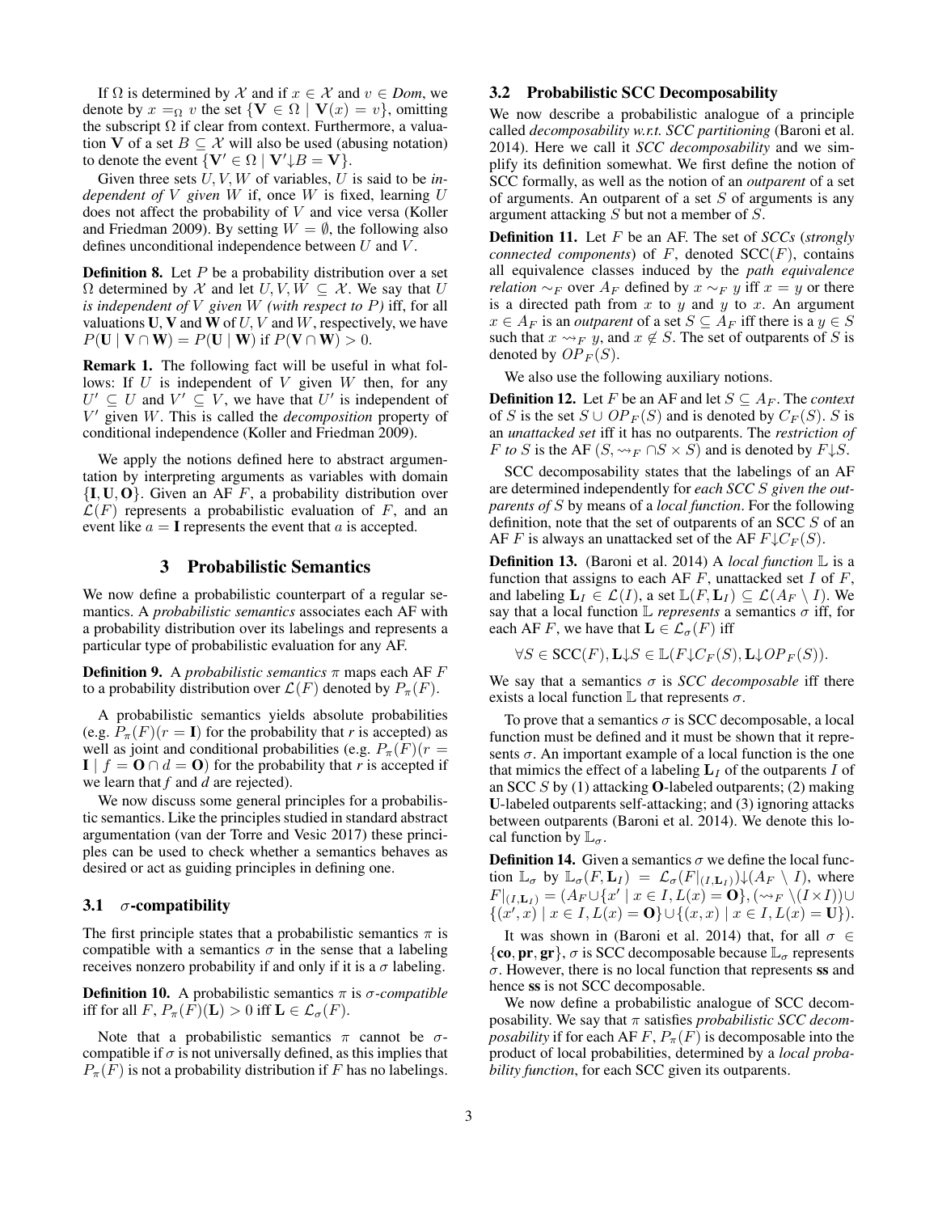If $\Omega$ is determined by $\mathcal{X}$ and if $x \in \mathcal{X}$ and $v \in Dom$, we denote by $x =_\Omega v$ the set $\{\mathbf{V} \in \Omega \mid \mathbf{V}(x) = v\}$, omitting the subscript $\Omega$ if clear from context. Furthermore, a valuation $\mathbf{V}$ of a set $B \subseteq \mathcal{X}$ will also be used (abusing notation) to denote the event $\{\mathbf{V}' \in \Omega \mid \mathbf{V}'\downarrow B = \mathbf{V}\}$.

Given three sets $U, V, W$ of variables, $U$ is said to be *independent of $V$ given $W$* if, once $W$ is fixed, learning $U$ does not affect the probability of $V$ and vice versa (Koller and Friedman 2009). By setting $W = \emptyset$, the following also defines unconditional independence between $U$ and $V$.

**Definition 8.** Let $P$ be a probability distribution over a set $\Omega$ determined by $\mathcal{X}$ and let $U, V, W \subseteq \mathcal{X}$. We say that $U$ *is independent of $V$ given $W$ (with respect to $P$)* iff, for all valuations $\mathbf{U}$, $\mathbf{V}$ and $\mathbf{W}$ of $U, V$ and $W$, respectively, we have $P(\mathbf{U} \mid \mathbf{V} \cap \mathbf{W}) = P(\mathbf{U} \mid \mathbf{W})$ if $P(\mathbf{V} \cap \mathbf{W}) > 0$.

**Remark 1.** The following fact will be useful in what follows: If $U$ is independent of $V$ given $W$ then, for any $U' \subseteq U$ and $V' \subseteq V$, we have that $U'$ is independent of $V'$ given $W$. This is called the *decomposition* property of conditional independence (Koller and Friedman 2009).

We apply the notions defined here to abstract argumentation by interpreting arguments as variables with domain $\{\mathbf{I}, \mathbf{U}, \mathbf{O}\}$. Given an AF $F$, a probability distribution over $\mathcal{L}(F)$ represents a probabilistic evaluation of $F$, and an event like $a = \mathbf{I}$ represents the event that $a$ is accepted.

# 3 Probabilistic Semantics

We now define a probabilistic counterpart of a regular semantics. A *probabilistic semantics* associates each AF with a probability distribution over its labelings and represents a particular type of probabilistic evaluation for any AF.

**Definition 9.** A *probabilistic semantics* $\pi$ maps each AF $F$ to a probability distribution over $\mathcal{L}(F)$ denoted by $P_\pi(F)$.

A probabilistic semantics yields absolute probabilities (e.g. $P_\pi(F)(r = \mathbf{I})$ for the probability that *r* is accepted) as well as joint and conditional probabilities (e.g. $P_\pi(F)(r = \mathbf{I} \mid f = \mathbf{O} \cap d = \mathbf{O})$ for the probability that *r* is accepted if we learn that *f* and *d* are rejected).

We now discuss some general principles for a probabilistic semantics. Like the principles studied in standard abstract argumentation (van der Torre and Vesic 2017) these principles can be used to check whether a semantics behaves as desired or act as guiding principles in defining one.

## 3.1 $\sigma$-compatibility

The first principle states that a probabilistic semantics $\pi$ is compatible with a semantics $\sigma$ in the sense that a labeling receives nonzero probability if and only if it is a $\sigma$ labeling.

**Definition 10.** A probabilistic semantics $\pi$ is *$\sigma$-compatible* iff for all $F$, $P_\pi(F)(\mathbf{L}) > 0$ iff $\mathbf{L} \in \mathcal{L}_\sigma(F)$.

Note that a probabilistic semantics $\pi$ cannot be $\sigma$-compatible if $\sigma$ is not universally defined, as this implies that $P_\pi(F)$ is not a probability distribution if $F$ has no labelings.

## 3.2 Probabilistic SCC Decomposability

We now describe a probabilistic analogue of a principle called *decomposability w.r.t. SCC partitioning* (Baroni et al. 2014). Here we call it *SCC decomposability* and we simplify its definition somewhat. We first define the notion of SCC formally, as well as the notion of an *outparent* of a set of arguments. An outparent of a set $S$ of arguments is any argument attacking $S$ but not a member of $S$.

**Definition 11.** Let $F$ be an AF. The set of *SCCs* (*strongly connected components*) of $F$, denoted $\mathrm{SCC}(F)$, contains all equivalence classes induced by the *path equivalence relation* $\sim_F$ over $A_F$ defined by $x \sim_F y$ iff $x = y$ or there is a directed path from $x$ to $y$ and $y$ to $x$. An argument $x \in A_F$ is an *outparent* of a set $S \subseteq A_F$ iff there is a $y \in S$ such that $x \rightsquigarrow_F y$, and $x \notin S$. The set of outparents of $S$ is denoted by $OP_F(S)$.

We also use the following auxiliary notions.

**Definition 12.** Let $F$ be an AF and let $S \subseteq A_F$. The *context* of $S$ is the set $S \cup OP_F(S)$ and is denoted by $C_F(S)$. $S$ is an *unattacked set* iff it has no outparents. The *restriction of $F$ to $S$* is the AF $(S, \rightsquigarrow_F \cap S \times S)$ and is denoted by $F\downarrow S$.

SCC decomposability states that the labelings of an AF are determined independently for *each SCC $S$ given the outparents of $S$* by means of a *local function*. For the following definition, note that the set of outparents of an SCC $S$ of an AF $F$ is always an unattacked set of the AF $F\downarrow C_F(S)$.

**Definition 13.** (Baroni et al. 2014) A *local function* $\mathbb{L}$ is a function that assigns to each AF $F$, unattacked set $I$ of $F$, and labeling $\mathbf{L}_I \in \mathcal{L}(I)$, a set $\mathbb{L}(F, \mathbf{L}_I) \subseteq \mathcal{L}(A_F \setminus I)$. We say that a local function $\mathbb{L}$ *represents* a semantics $\sigma$ iff, for each AF $F$, we have that $\mathbf{L} \in \mathcal{L}_\sigma(F)$ iff

$$\forall S \in \mathrm{SCC}(F), \mathbf{L}\downarrow S \in \mathbb{L}(F\downarrow C_F(S), \mathbf{L}\downarrow OP_F(S)).$$

We say that a semantics $\sigma$ is *SCC decomposable* iff there exists a local function $\mathbb{L}$ that represents $\sigma$.

To prove that a semantics $\sigma$ is SCC decomposable, a local function must be defined and it must be shown that it represents $\sigma$. An important example of a local function is the one that mimics the effect of a labeling $\mathbf{L}_I$ of the outparents $I$ of an SCC $S$ by (1) attacking $\mathbf{O}$-labeled outparents; (2) making $\mathbf{U}$-labeled outparents self-attacking; and (3) ignoring attacks between outparents (Baroni et al. 2014). We denote this local function by $\mathbb{L}_\sigma$.

**Definition 14.** Given a semantics $\sigma$ we define the local function $\mathbb{L}_\sigma$ by $\mathbb{L}_\sigma(F, \mathbf{L}_I) = \mathcal{L}_\sigma(F|_{(I,\mathbf{L}_I)})\downarrow(A_F \setminus I)$, where $F|_{(I,\mathbf{L}_I)} = (A_F \cup \{x' \mid x \in I, L(x) = \mathbf{O}\}, (\rightsquigarrow_F \setminus (I \times I)) \cup \{(x', x) \mid x \in I, L(x) = \mathbf{O}\} \cup \{(x, x) \mid x \in I, L(x) = \mathbf{U}\})$.

It was shown in (Baroni et al. 2014) that, for all $\sigma \in \{\mathbf{co}, \mathbf{pr}, \mathbf{gr}\}$, $\sigma$ is SCC decomposable because $\mathbb{L}_\sigma$ represents $\sigma$. However, there is no local function that represents $\mathbf{ss}$ and hence $\mathbf{ss}$ is not SCC decomposable.

We now define a probabilistic analogue of SCC decomposability. We say that $\pi$ satisfies *probabilistic SCC decomposability* if for each AF $F$, $P_\pi(F)$ is decomposable into the product of local probabilities, determined by a *local probability function*, for each SCC given its outparents.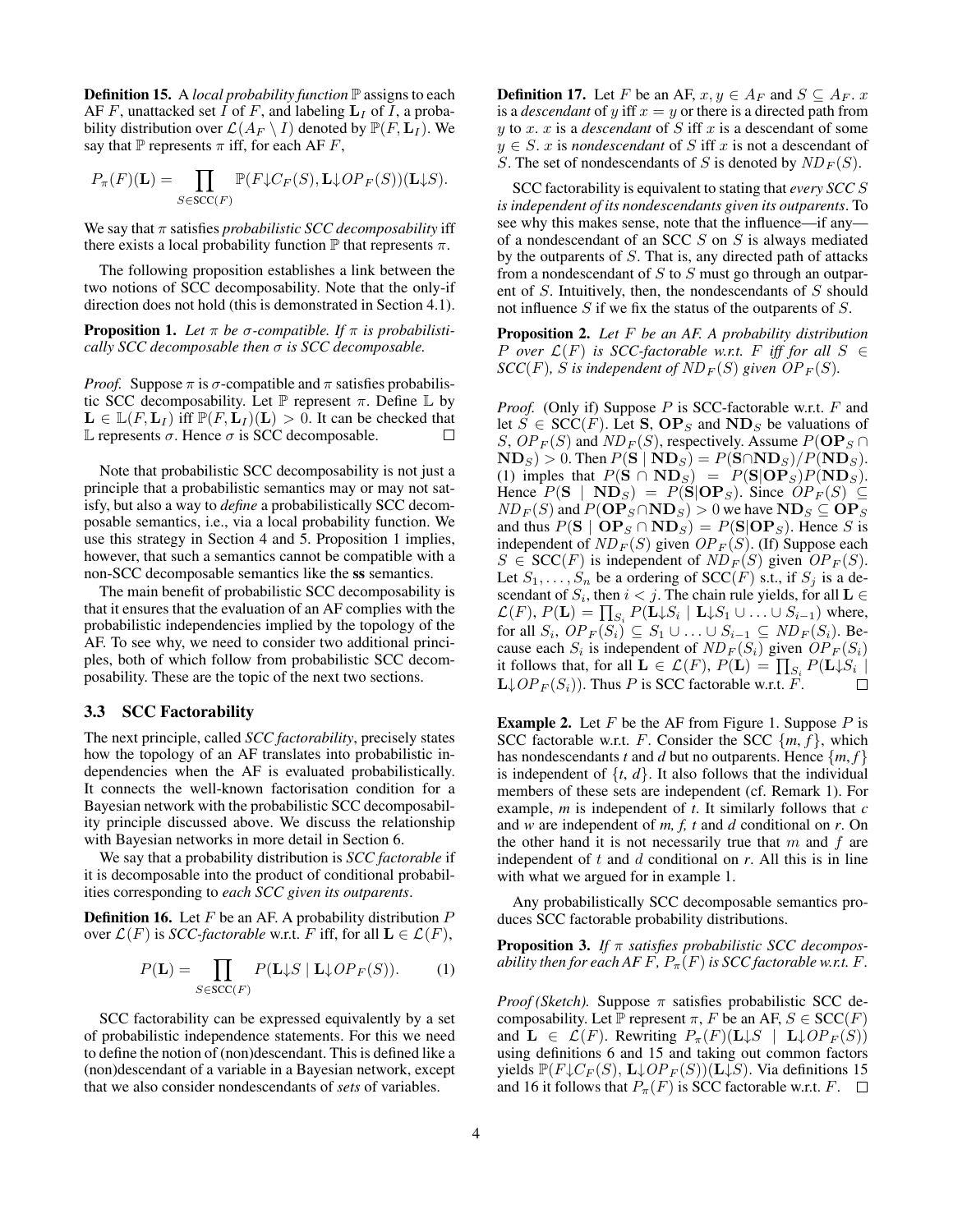**Definition 15.** A *local probability function* $\mathbb{P}$ assigns to each AF $F$, unattacked set $I$ of $F$, and labeling $\mathbf{L}_I$ of $I$, a probability distribution over $\mathcal{L}(A_F \setminus I)$ denoted by $\mathbb{P}(F, \mathbf{L}_I)$. We say that $\mathbb{P}$ represents $\pi$ iff, for each AF $F$,

$$P_\pi(F)(\mathbf{L}) = \prod_{S \in \text{SCC}(F)} \mathbb{P}(F{\downarrow}C_F(S), \mathbf{L}{\downarrow}OP_F(S))(\mathbf{L}{\downarrow}S).$$

We say that $\pi$ satisfies *probabilistic SCC decomposability* iff there exists a local probability function $\mathbb{P}$ that represents $\pi$.

The following proposition establishes a link between the two notions of SCC decomposability. Note that the only-if direction does not hold (this is demonstrated in Section 4.1).

**Proposition 1.** *Let $\pi$ be $\sigma$-compatible. If $\pi$ is probabilistically SCC decomposable then $\sigma$ is SCC decomposable.*

*Proof.* Suppose $\pi$ is $\sigma$-compatible and $\pi$ satisfies probabilistic SCC decomposability. Let $\mathbb{P}$ represent $\pi$. Define $\mathbb{L}$ by $\mathbf{L} \in \mathbb{L}(F, \mathbf{L}_I)$ iff $\mathbb{P}(F, \mathbf{L}_I)(\mathbf{L}) > 0$. It can be checked that $\mathbb{L}$ represents $\sigma$. Hence $\sigma$ is SCC decomposable. □

Note that probabilistic SCC decomposability is not just a principle that a probabilistic semantics may or may not satisfy, but also a way to *define* a probabilistically SCC decomposable semantics, i.e., via a local probability function. We use this strategy in Section 4 and 5. Proposition 1 implies, however, that such a semantics cannot be compatible with a non-SCC decomposable semantics like the **ss** semantics.

The main benefit of probabilistic SCC decomposability is that it ensures that the evaluation of an AF complies with the probabilistic independencies implied by the topology of the AF. To see why, we need to consider two additional principles, both of which follow from probabilistic SCC decomposability. These are the topic of the next two sections.

### 3.3 SCC Factorability

The next principle, called *SCC factorability*, precisely states how the topology of an AF translates into probabilistic independencies when the AF is evaluated probabilistically. It connects the well-known factorisation condition for a Bayesian network with the probabilistic SCC decomposability principle discussed above. We discuss the relationship with Bayesian networks in more detail in Section 6.

We say that a probability distribution is *SCC factorable* if it is decomposable into the product of conditional probabilities corresponding to *each SCC given its outparents*.

**Definition 16.** Let $F$ be an AF. A probability distribution $P$ over $\mathcal{L}(F)$ is *SCC-factorable* w.r.t. $F$ iff, for all $\mathbf{L} \in \mathcal{L}(F)$,

$$P(\mathbf{L}) = \prod_{S \in \text{SCC}(F)} P(\mathbf{L}{\downarrow}S \mid \mathbf{L}{\downarrow}OP_F(S)). \qquad (1)$$

SCC factorability can be expressed equivalently by a set of probabilistic independence statements. For this we need to define the notion of (non)descendant. This is defined like a (non)descendant of a variable in a Bayesian network, except that we also consider nondescendants of *sets* of variables.

**Definition 17.** Let $F$ be an AF, $x, y \in A_F$ and $S \subseteq A_F$. $x$ is a *descendant* of $y$ iff $x = y$ or there is a directed path from $y$ to $x$. $x$ is a *descendant* of $S$ iff $x$ is a descendant of some $y \in S$. $x$ is *nondescendant* of $S$ iff $x$ is not a descendant of $S$. The set of nondescendants of $S$ is denoted by $ND_F(S)$.

SCC factorability is equivalent to stating that *every SCC $S$ is independent of its nondescendants given its outparents*. To see why this makes sense, note that the influence—if any—of a nondescendant of an SCC $S$ on $S$ is always mediated by the outparents of $S$. That is, any directed path of attacks from a nondescendant of $S$ to $S$ must go through an outparent of $S$. Intuitively, then, the nondescendants of $S$ should not influence $S$ if we fix the status of the outparents of $S$.

**Proposition 2.** *Let $F$ be an AF. A probability distribution $P$ over $\mathcal{L}(F)$ is SCC-factorable w.r.t. $F$ iff for all $S \in$ SCC$(F)$, $S$ is independent of $ND_F(S)$ given $OP_F(S)$.*

*Proof.* (Only if) Suppose $P$ is SCC-factorable w.r.t. $F$ and let $S \in \text{SCC}(F)$. Let $\mathbf{S}$, $\mathbf{OP}_S$ and $\mathbf{ND}_S$ be valuations of $S$, $OP_F(S)$ and $ND_F(S)$, respectively. Assume $P(\mathbf{OP}_S \cap \mathbf{ND}_S) > 0$. Then $P(\mathbf{S} \mid \mathbf{ND}_S) = P(\mathbf{S} \cap \mathbf{ND}_S)/P(\mathbf{ND}_S)$. (1) imples that $P(\mathbf{S} \cap \mathbf{ND}_S) = P(\mathbf{S}|\mathbf{OP}_S)P(\mathbf{ND}_S)$. Hence $P(\mathbf{S} \mid \mathbf{ND}_S) = P(\mathbf{S}|\mathbf{OP}_S)$. Since $OP_F(S) \subseteq ND_F(S)$ and $P(\mathbf{OP}_S \cap \mathbf{ND}_S) > 0$ we have $\mathbf{ND}_S \subseteq \mathbf{OP}_S$ and thus $P(\mathbf{S} \mid \mathbf{OP}_S \cap \mathbf{ND}_S) = P(\mathbf{S}|\mathbf{OP}_S)$. Hence $S$ is independent of $ND_F(S)$ given $OP_F(S)$. (If) Suppose each $S \in \text{SCC}(F)$ is independent of $ND_F(S)$ given $OP_F(S)$. Let $S_1, \ldots, S_n$ be a ordering of SCC$(F)$ s.t., if $S_j$ is a descendant of $S_i$, then $i < j$. The chain rule yields, for all $\mathbf{L} \in \mathcal{L}(F)$, $P(\mathbf{L}) = \prod_{S_i} P(\mathbf{L}{\downarrow}S_i \mid \mathbf{L}{\downarrow}S_1 \cup \ldots \cup S_{i-1})$ where, for all $S_i$, $OP_F(S_i) \subseteq S_1 \cup \ldots \cup S_{i-1} \subseteq ND_F(S_i)$. Because each $S_i$ is independent of $ND_F(S_i)$ given $OP_F(S_i)$ it follows that, for all $\mathbf{L} \in \mathcal{L}(F)$, $P(\mathbf{L}) = \prod_{S_i} P(\mathbf{L}{\downarrow}S_i \mid \mathbf{L}{\downarrow}OP_F(S_i))$. Thus $P$ is SCC factorable w.r.t. $F$. □

**Example 2.** Let $F$ be the AF from Figure 1. Suppose $P$ is SCC factorable w.r.t. $F$. Consider the SCC $\{m, f\}$, which has nondescendants $t$ and $d$ but no outparents. Hence $\{m, f\}$ is independent of $\{t, d\}$. It also follows that the individual members of these sets are independent (cf. Remark 1). For example, $m$ is independent of $t$. It similarly follows that $c$ and $w$ are independent of $m$, $f$, $t$ and $d$ conditional on $r$. On the other hand it is not necessarily true that $m$ and $f$ are independent of $t$ and $d$ conditional on $r$. All this is in line with what we argued for in example 1.

Any probabilistically SCC decomposable semantics produces SCC factorable probability distributions.

**Proposition 3.** *If $\pi$ satisfies probabilistic SCC decomposability then for each AF $F$, $P_\pi(F)$ is SCC factorable w.r.t. $F$.*

*Proof (Sketch).* Suppose $\pi$ satisfies probabilistic SCC decomposability. Let $\mathbb{P}$ represent $\pi$, $F$ be an AF, $S \in \text{SCC}(F)$ and $\mathbf{L} \in \mathcal{L}(F)$. Rewriting $P_\pi(F)(\mathbf{L}{\downarrow}S \mid \mathbf{L}{\downarrow}OP_F(S))$ using definitions 6 and 15 and taking out common factors yields $\mathbb{P}(F{\downarrow}C_F(S), \mathbf{L}{\downarrow}OP_F(S))(\mathbf{L}{\downarrow}S)$. Via definitions 15 and 16 it follows that $P_\pi(F)$ is SCC factorable w.r.t. $F$. □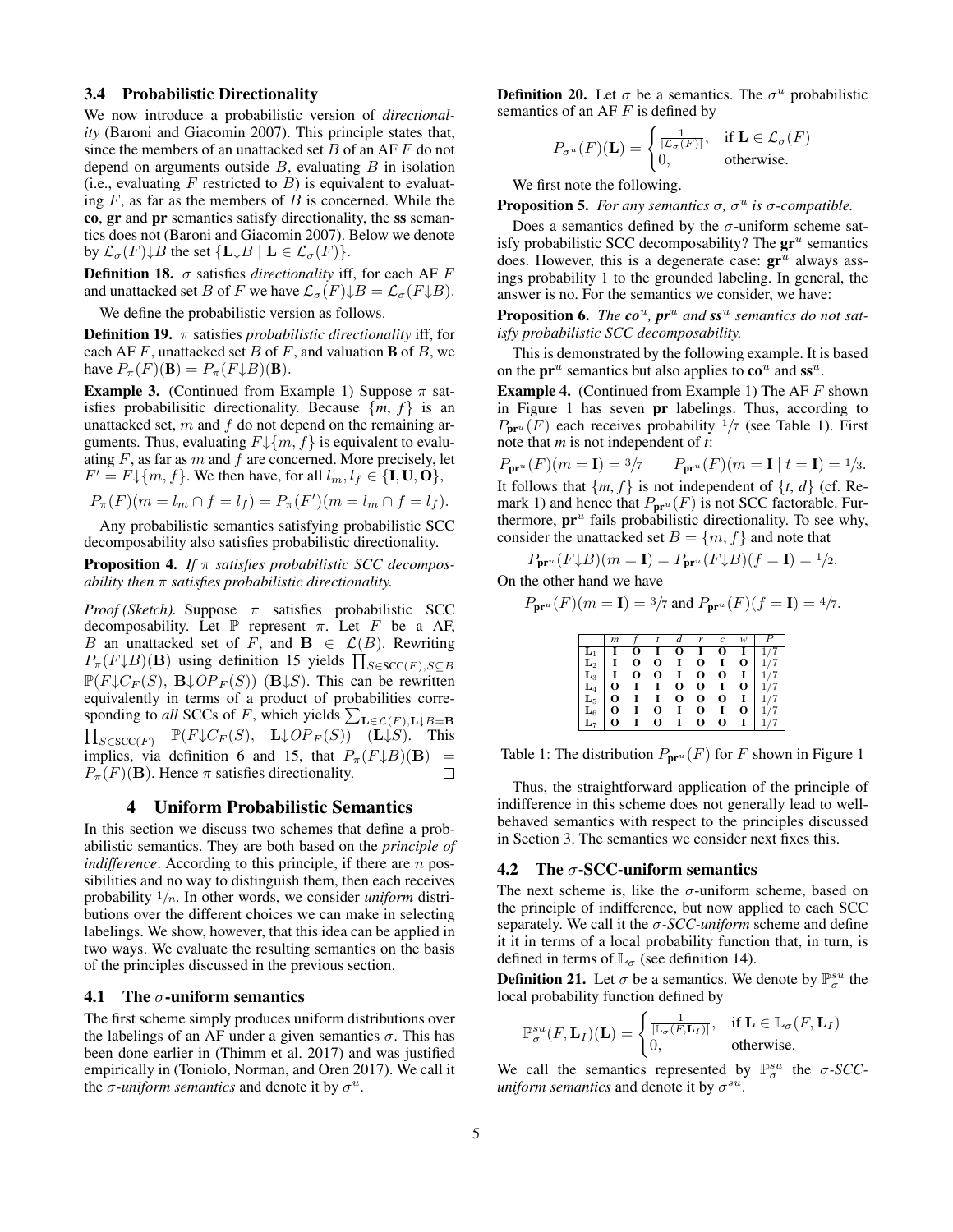### 3.4 Probabilistic Directionality

We now introduce a probabilistic version of *directionality* (Baroni and Giacomin 2007). This principle states that, since the members of an unattacked set $B$ of an AF $F$ do not depend on arguments outside $B$, evaluating $B$ in isolation (i.e., evaluating $F$ restricted to $B$) is equivalent to evaluating $F$, as far as the members of $B$ is concerned. While the **co**, **gr** and **pr** semantics satisfy directionality, the **ss** semantics does not (Baroni and Giacomin 2007). Below we denote by $\mathcal{L}_\sigma(F){\downarrow}B$ the set $\{\mathbf{L}{\downarrow}B \mid \mathbf{L} \in \mathcal{L}_\sigma(F)\}$.

**Definition 18.** $\sigma$ satisfies *directionality* iff, for each AF $F$ and unattacked set $B$ of $F$ we have $\mathcal{L}_\sigma(F){\downarrow}B = \mathcal{L}_\sigma(F{\downarrow}B)$.

We define the probabilistic version as follows.

**Definition 19.** $\pi$ satisfies *probabilistic directionality* iff, for each AF $F$, unattacked set $B$ of $F$, and valuation $\mathbf{B}$ of $B$, we have $P_\pi(F)(\mathbf{B}) = P_\pi(F{\downarrow}B)(\mathbf{B})$.

**Example 3.** (Continued from Example 1) Suppose $\pi$ satisfies probabilisitic directionality. Because $\{m, f\}$ is an unattacked set, $m$ and $f$ do not depend on the remaining arguments. Thus, evaluating $F{\downarrow}\{m, f\}$ is equivalent to evaluating $F$, as far as $m$ and $f$ are concerned. More precisely, let $F' = F{\downarrow}\{m, f\}$. We then have, for all $l_m, l_f \in \{\mathbf{I}, \mathbf{U}, \mathbf{O}\}$,

$$P_\pi(F)(m = l_m \cap f = l_f) = P_\pi(F')(m = l_m \cap f = l_f).$$

Any probabilistic semantics satisfying probabilistic SCC decomposability also satisfies probabilistic directionality.

**Proposition 4.** *If $\pi$ satisfies probabilistic SCC decomposability then $\pi$ satisfies probabilistic directionality.*

*Proof (Sketch).* Suppose $\pi$ satisfies probabilistic SCC decomposability. Let $\mathbb{P}$ represent $\pi$. Let $F$ be a AF, $B$ an unattacked set of $F$, and $\mathbf{B} \in \mathcal{L}(B)$. Rewriting $P_\pi(F{\downarrow}B)(\mathbf{B})$ using definition 15 yields $\prod_{S\in\text{SCC}(F),S\subseteq B} \mathbb{P}(F{\downarrow}C_F(S),\ \mathbf{B}{\downarrow}OP_F(S))\ (\mathbf{B}{\downarrow}S)$. This can be rewritten equivalently in terms of a product of probabilities corresponding to *all* SCCs of $F$, which yields $\sum_{\mathbf{L}\in\mathcal{L}(F),\mathbf{L}\downarrow B=\mathbf{B}} \prod_{S\in\text{SCC}(F)}\ \mathbb{P}(F{\downarrow}C_F(S),\ \ \mathbf{L}{\downarrow}OP_F(S))\ \ (\mathbf{L}{\downarrow}S)$. This implies, via definition 6 and 15, that $P_\pi(F{\downarrow}B)(\mathbf{B}) = P_\pi(F)(\mathbf{B})$. Hence $\pi$ satisfies directionality. $\square$

## 4 Uniform Probabilistic Semantics

In this section we discuss two schemes that define a probabilistic semantics. They are both based on the *principle of indifference*. According to this principle, if there are $n$ possibilities and no way to distinguish them, then each receives probability $1/n$. In other words, we consider *uniform* distributions over the different choices we can make in selecting labelings. We show, however, that this idea can be applied in two ways. We evaluate the resulting semantics on the basis of the principles discussed in the previous section.

### 4.1 The $\sigma$-uniform semantics

The first scheme simply produces uniform distributions over the labelings of an AF under a given semantics $\sigma$. This has been done earlier in (Thimm et al. 2017) and was justified empirically in (Toniolo, Norman, and Oren 2017). We call it the *$\sigma$-uniform semantics* and denote it by $\sigma^u$.

**Definition 20.** Let $\sigma$ be a semantics. The $\sigma^u$ probabilistic semantics of an AF $F$ is defined by

$$P_{\sigma^u}(F)(\mathbf{L}) = \begin{cases} \frac{1}{|\mathcal{L}_\sigma(F)|}, & \text{if } \mathbf{L} \in \mathcal{L}_\sigma(F) \\ 0, & \text{otherwise.} \end{cases}$$

We first note the following.

**Proposition 5.** *For any semantics $\sigma$, $\sigma^u$ is $\sigma$-compatible.*

Does a semantics defined by the $\sigma$-uniform scheme satisfy probabilistic SCC decomposability? The $\mathbf{gr}^u$ semantics does. However, this is a degenerate case: $\mathbf{gr}^u$ always assings probability 1 to the grounded labeling. In general, the answer is no. For the semantics we consider, we have:

**Proposition 6.** *The $\mathbf{co}^u$, $\mathbf{pr}^u$ and $\mathbf{ss}^u$ semantics do not satisfy probabilistic SCC decomposability.*

This is demonstrated by the following example. It is based on the $\mathbf{pr}^u$ semantics but also applies to $\mathbf{co}^u$ and $\mathbf{ss}^u$.

**Example 4.** (Continued from Example 1) The AF $F$ shown in Figure 1 has seven **pr** labelings. Thus, according to $P_{\mathbf{pr}^u}(F)$ each receives probability $1/7$ (see Table 1). First note that $m$ is not independent of $t$:

$$P_{\mathbf{pr}^u}(F)(m = \mathbf{I}) = 3/7 \qquad P_{\mathbf{pr}^u}(F)(m = \mathbf{I} \mid t = \mathbf{I}) = 1/3.$$

It follows that $\{m, f\}$ is not independent of $\{t, d\}$ (cf. Remark 1) and hence that $P_{\mathbf{pr}^u}(F)$ is not SCC factorable. Furthermore, $\mathbf{pr}^u$ fails probabilistic directionality. To see why, consider the unattacked set $B = \{m, f\}$ and note that

$$P_{\mathbf{pr}^u}(F{\downarrow}B)(m = \mathbf{I}) = P_{\mathbf{pr}^u}(F{\downarrow}B)(f = \mathbf{I}) = 1/2.$$

On the other hand we have

$$P_{\mathbf{pr}^u}(F)(m = \mathbf{I}) = 3/7 \text{ and } P_{\mathbf{pr}^u}(F)(f = \mathbf{I}) = 4/7.$$

| | $m$ | $f$ | $t$ | $d$ | $r$ | $c$ | $w$ | $P$ |
|---|---|---|---|---|---|---|---|---|
| $\mathbf{L}_1$ | **I** | **O** | **I** | **O** | **I** | **O** | **I** | 1/7 |
| $\mathbf{L}_2$ | **I** | **O** | **O** | **I** | **O** | **I** | **O** | 1/7 |
| $\mathbf{L}_3$ | **I** | **O** | **O** | **I** | **O** | **O** | **I** | 1/7 |
| $\mathbf{L}_4$ | **O** | **I** | **I** | **O** | **O** | **I** | **O** | 1/7 |
| $\mathbf{L}_5$ | **O** | **I** | **I** | **O** | **O** | **O** | **I** | 1/7 |
| $\mathbf{L}_6$ | **O** | **I** | **O** | **I** | **O** | **I** | **O** | 1/7 |
| $\mathbf{L}_7$ | **O** | **I** | **O** | **I** | **O** | **O** | **I** | 1/7 |

Table 1: The distribution $P_{\mathbf{pr}^u}(F)$ for $F$ shown in Figure 1

Thus, the straightforward application of the principle of indifference in this scheme does not generally lead to well-behaved semantics with respect to the principles discussed in Section 3. The semantics we consider next fixes this.

### 4.2 The $\sigma$-SCC-uniform semantics

The next scheme is, like the $\sigma$-uniform scheme, based on the principle of indifference, but now applied to each SCC separately. We call it the *$\sigma$-SCC-uniform* scheme and define it in terms of a local probability function that, in turn, is defined in terms of $\mathbb{L}_\sigma$ (see definition 14).

**Definition 21.** Let $\sigma$ be a semantics. We denote by $\mathbb{P}^{su}_\sigma$ the local probability function defined by

$$\mathbb{P}^{su}_\sigma(F, \mathbf{L}_I)(\mathbf{L}) = \begin{cases} \frac{1}{|\mathbb{L}_\sigma(F, \mathbf{L}_I)|}, & \text{if } \mathbf{L} \in \mathbb{L}_\sigma(F, \mathbf{L}_I) \\ 0, & \text{otherwise.} \end{cases}$$

We call the semantics represented by $\mathbb{P}^{su}_\sigma$ the *$\sigma$-SCC-uniform semantics* and denote it by $\sigma^{su}$.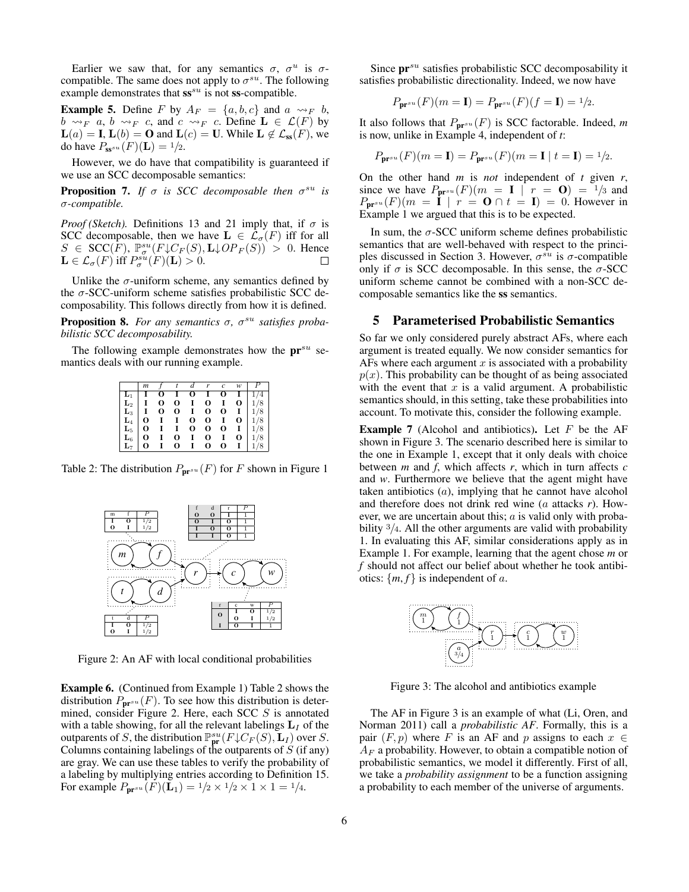Earlier we saw that, for any semantics $\sigma$, $\sigma^u$ is $\sigma$-compatible. The same does not apply to $\sigma^{su}$. The following example demonstrates that $\mathbf{ss}^{su}$ is not $\mathbf{ss}$-compatible.

**Example 5.** Define $F$ by $A_F = \{a, b, c\}$ and $a \rightsquigarrow_F b$, $b \rightsquigarrow_F a$, $b \rightsquigarrow_F c$, and $c \rightsquigarrow_F c$. Define $\mathbf{L} \in \mathcal{L}(F)$ by $\mathbf{L}(a) = \mathbf{I}$, $\mathbf{L}(b) = \mathbf{O}$ and $\mathbf{L}(c) = \mathbf{U}$. While $\mathbf{L} \notin \mathcal{L}_{\mathbf{ss}}(F)$, we do have $P_{\mathbf{ss}^{su}}(F)(\mathbf{L}) = 1/2$.

However, we do have that compatibility is guaranteed if we use an SCC decomposable semantics:

**Proposition 7.** *If $\sigma$ is SCC decomposable then $\sigma^{su}$ is $\sigma$-compatible.*

*Proof (Sketch).* Definitions 13 and 21 imply that, if $\sigma$ is SCC decomposable, then we have $\mathbf{L} \in \mathcal{L}_\sigma(F)$ iff for all $S \in \mathrm{SCC}(F)$, $\mathbb{P}^{su}_\sigma(F{\downarrow}C_F(S), \mathbf{L}{\downarrow}OP_F(S)) > 0$. Hence $\mathbf{L} \in \mathcal{L}_\sigma(F)$ iff $P^{su}_\sigma(F)(\mathbf{L}) > 0$. □

Unlike the $\sigma$-uniform scheme, any semantics defined by the $\sigma$-SCC-uniform scheme satisfies probabilistic SCC decomposability. This follows directly from how it is defined.

**Proposition 8.** *For any semantics $\sigma$, $\sigma^{su}$ satisfies probabilistic SCC decomposability.*

The following example demonstrates how the $\mathbf{pr}^{su}$ semantics deals with our running example.

| | *m* | *f* | *t* | *d* | *r* | *c* | *w* | $P$ |
|---|---|---|---|---|---|---|---|---|
| $\mathbf{L}_1$ | **I** | **O** | **I** | **O** | **I** | **O** | **I** | 1/4 |
| $\mathbf{L}_2$ | **I** | **O** | **O** | **I** | **O** | **I** | **O** | 1/8 |
| $\mathbf{L}_3$ | **I** | **O** | **O** | **I** | **O** | **O** | **I** | 1/8 |
| $\mathbf{L}_4$ | **O** | **I** | **I** | **O** | **O** | **I** | **O** | 1/8 |
| $\mathbf{L}_5$ | **O** | **I** | **I** | **O** | **O** | **O** | **I** | 1/8 |
| $\mathbf{L}_6$ | **O** | **I** | **O** | **I** | **O** | **I** | **O** | 1/8 |
| $\mathbf{L}_7$ | **O** | **I** | **O** | **I** | **O** | **O** | **I** | 1/8 |

Table 2: The distribution $P_{\mathbf{pr}^{su}}(F)$ for $F$ shown in Figure 1

| m | f | $P$ |
|---|---|---|
| **I** | **O** | 1/2 |
| **O** | **I** | 1/2 |

| f | d | r | $P$ |
|---|---|---|---|
| **O** | **O** | **I** | 1 |
| **O** | **I** | **O** | 1 |
| **I** | **O** | **O** | 1 |
| **I** | **I** | **O** | 1 |

| t | d | $P$ |
|---|---|---|
| **I** | **O** | 1/2 |
| **O** | **I** | 1/2 |

| r | c | w | $P$ |
|---|---|---|---|
| **O** | **I** | **O** | 1/2 |
| | **O** | **I** | 1/2 |
| **I** | **O** | **I** | 1 |

Figure 2: An AF with local conditional probabilities

**Example 6.** (Continued from Example 1) Table 2 shows the distribution $P_{\mathbf{pr}^{su}}(F)$. To see how this distribution is determined, consider Figure 2. Here, each SCC $S$ is annotated with a table showing, for all the relevant labelings $\mathbf{L}_I$ of the outparents of $S$, the distribution $\mathbb{P}^{su}_{\mathbf{pr}}(F{\downarrow}C_F(S), \mathbf{L}_I)$ over $S$. Columns containing labelings of the outparents of $S$ (if any) are gray. We can use these tables to verify the probability of a labeling by multiplying entries according to Definition 15. For example $P_{\mathbf{pr}^{su}}(F)(\mathbf{L}_1) = 1/2 \times 1/2 \times 1 \times 1 = 1/4$.

Since $\mathbf{pr}^{su}$ satisfies probabilistic SCC decomposability it satisfies probabilistic directionality. Indeed, we now have

$$P_{\mathbf{pr}^{su}}(F)(m = \mathbf{I}) = P_{\mathbf{pr}^{su}}(F)(f = \mathbf{I}) = 1/2.$$

It also follows that $P_{\mathbf{pr}^{su}}(F)$ is SCC factorable. Indeed, *m* is now, unlike in Example 4, independent of *t*:

$$P_{\mathbf{pr}^{su}}(F)(m = \mathbf{I}) = P_{\mathbf{pr}^{su}}(F)(m = \mathbf{I} \mid t = \mathbf{I}) = 1/2.$$

On the other hand *m* is *not* independent of *t* given *r*, since we have $P_{\mathbf{pr}^{su}}(F)(m = \mathbf{I} \mid r = \mathbf{O}) = 1/3$ and $P_{\mathbf{pr}^{su}}(F)(m = \mathbf{I} \mid r = \mathbf{O} \cap t = \mathbf{I}) = 0$. However in Example 1 we argued that this is to be expected.

In sum, the $\sigma$-SCC uniform scheme defines probabilistic semantics that are well-behaved with respect to the principles discussed in Section 3. However, $\sigma^{su}$ is $\sigma$-compatible only if $\sigma$ is SCC decomposable. In this sense, the $\sigma$-SCC uniform scheme cannot be combined with a non-SCC decomposable semantics like the **ss** semantics.

## 5 Parameterised Probabilistic Semantics

So far we only considered purely abstract AFs, where each argument is treated equally. We now consider semantics for AFs where each argument $x$ is associated with a probability $p(x)$. This probability can be thought of as being associated with the event that $x$ is a valid argument. A probabilistic semantics should, in this setting, take these probabilities into account. To motivate this, consider the following example.

**Example 7** (Alcohol and antibiotics)**.** Let $F$ be the AF shown in Figure 3. The scenario described here is similar to the one in Example 1, except that it only deals with choice between *m* and *f*, which affects *r*, which in turn affects *c* and *w*. Furthermore we believe that the agent might have taken antibiotics ($a$), implying that he cannot have alcohol and therefore does not drink red wine ($a$ attacks $r$). However, we are uncertain about this; $a$ is valid only with probability $3/4$. All the other arguments are valid with probability 1. In evaluating this AF, similar considerations apply as in Example 1. For example, learning that the agent chose *m* or *f* should not affect our belief about whether he took antibiotics: $\{m, f\}$ is independent of $a$.

Figure 3: The alcohol and antibiotics example

The AF in Figure 3 is an example of what (Li, Oren, and Norman 2011) call a *probabilistic AF*. Formally, this is a pair $(F, p)$ where $F$ is an AF and $p$ assigns to each $x \in A_F$ a probability. However, to obtain a compatible notion of probabilistic semantics, we model it differently. First of all, we take a *probability assignment* to be a function assigning a probability to each member of the universe of arguments.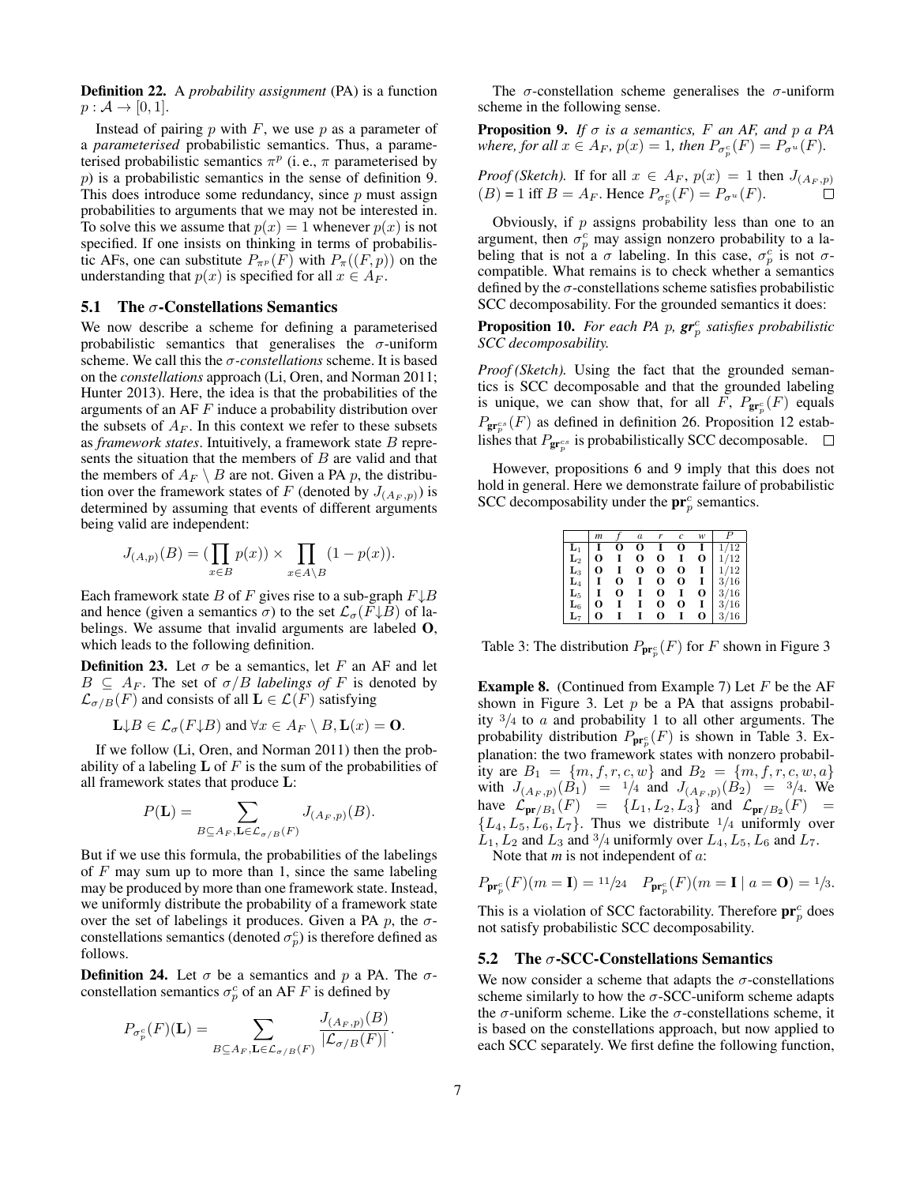**Definition 22.** A *probability assignment* (PA) is a function $p : \mathcal{A} \to [0, 1]$.

Instead of pairing $p$ with $F$, we use $p$ as a parameter of a *parameterised* probabilistic semantics. Thus, a parameterised probabilistic semantics $\pi^p$ (i. e., $\pi$ parameterised by $p$) is a probabilistic semantics in the sense of definition 9. This does introduce some redundancy, since $p$ must assign probabilities to arguments that we may not be interested in. To solve this we assume that $p(x) = 1$ whenever $p(x)$ is not specified. If one insists on thinking in terms of probabilistic AFs, one can substitute $P_{\pi^p}(F)$ with $P_\pi((F, p))$ on the understanding that $p(x)$ is specified for all $x \in A_F$.

### 5.1 The $\sigma$-Constellations Semantics

We now describe a scheme for defining a parameterised probabilistic semantics that generalises the $\sigma$-uniform scheme. We call this the $\sigma$-*constellations* scheme. It is based on the *constellations* approach (Li, Oren, and Norman 2011; Hunter 2013). Here, the idea is that the probabilities of the arguments of an AF $F$ induce a probability distribution over the subsets of $A_F$. In this context we refer to these subsets as *framework states*. Intuitively, a framework state $B$ represents the situation that the members of $B$ are valid and that the members of $A_F \setminus B$ are not. Given a PA $p$, the distribution over the framework states of $F$ (denoted by $J_{(A_F,p)}$) is determined by assuming that events of different arguments being valid are independent:

$$J_{(A,p)}(B) = (\prod_{x \in B} p(x)) \times \prod_{x \in A \setminus B} (1 - p(x)).$$

Each framework state $B$ of $F$ gives rise to a sub-graph $F{\downarrow}B$ and hence (given a semantics $\sigma$) to the set $\mathcal{L}_\sigma(F{\downarrow}B)$ of labelings. We assume that invalid arguments are labeled $\mathbf{O}$, which leads to the following definition.

**Definition 23.** Let $\sigma$ be a semantics, let $F$ an AF and let $B \subseteq A_F$. The set of $\sigma/B$ *labelings of* $F$ is denoted by $\mathcal{L}_{\sigma/B}(F)$ and consists of all $\mathbf{L} \in \mathcal{L}(F)$ satisfying

$$\mathbf{L}{\downarrow}B \in \mathcal{L}_\sigma(F{\downarrow}B) \text{ and } \forall x \in A_F \setminus B, \mathbf{L}(x) = \mathbf{O}.$$

If we follow (Li, Oren, and Norman 2011) then the probability of a labeling $\mathbf{L}$ of $F$ is the sum of the probabilities of all framework states that produce $\mathbf{L}$:

$$P(\mathbf{L}) = \sum_{B \subseteq A_F, \mathbf{L} \in \mathcal{L}_{\sigma/B}(F)} J_{(A_F,p)}(B).$$

But if we use this formula, the probabilities of the labelings of $F$ may sum up to more than 1, since the same labeling may be produced by more than one framework state. Instead, we uniformly distribute the probability of a framework state over the set of labelings it produces. Given a PA $p$, the $\sigma$-constellations semantics (denoted $\sigma_p^c$) is therefore defined as follows.

**Definition 24.** Let $\sigma$ be a semantics and $p$ a PA. The $\sigma$-constellation semantics $\sigma_p^c$ of an AF $F$ is defined by

$$P_{\sigma_p^c}(F)(\mathbf{L}) = \sum_{B \subseteq A_F, \mathbf{L} \in \mathcal{L}_{\sigma/B}(F)} \frac{J_{(A_F,p)}(B)}{|\mathcal{L}_{\sigma/B}(F)|}.$$

The $\sigma$-constellation scheme generalises the $\sigma$-uniform scheme in the following sense.

**Proposition 9.** *If $\sigma$ is a semantics, $F$ an AF, and $p$ a PA where, for all $x \in A_F$, $p(x) = 1$, then $P_{\sigma_p^c}(F) = P_{\sigma^u}(F)$.*

*Proof (Sketch).* If for all $x \in A_F$, $p(x) = 1$ then $J_{(A_F,p)}(B) = 1$ iff $B = A_F$. Hence $P_{\sigma_p^c}(F) = P_{\sigma^u}(F)$. □

Obviously, if $p$ assigns probability less than one to an argument, then $\sigma_p^c$ may assign nonzero probability to a labeling that is not a $\sigma$ labeling. In this case, $\sigma_p^c$ is not $\sigma$-compatible. What remains is to check whether a semantics defined by the $\sigma$-constellations scheme satisfies probabilistic SCC decomposability. For the grounded semantics it does:

**Proposition 10.** *For each PA $p$, $\mathbf{gr}_p^c$ satisfies probabilistic SCC decomposability.*

*Proof (Sketch).* Using the fact that the grounded semantics is SCC decomposable and that the grounded labeling is unique, we can show that, for all $F$, $P_{\mathbf{gr}_p^c}(F)$ equals $P_{\mathbf{gr}_p^{cs}}(F)$ as defined in definition 26. Proposition 12 establishes that $P_{\mathbf{gr}_p^{cs}}$ is probabilistically SCC decomposable. □

However, propositions 6 and 9 imply that this does not hold in general. Here we demonstrate failure of probabilistic SCC decomposability under the $\mathbf{pr}_p^c$ semantics.

| | $m$ | $f$ | $a$ | $r$ | $c$ | $w$ | $P$ |
|---|---|---|---|---|---|---|---|
| $\mathbf{L}_1$ | **I** | **O** | **O** | **I** | **O** | **I** | 1/12 |
| $\mathbf{L}_2$ | **O** | **I** | **O** | **O** | **I** | **O** | 1/12 |
| $\mathbf{L}_3$ | **O** | **I** | **O** | **O** | **O** | **I** | 1/12 |
| $\mathbf{L}_4$ | **I** | **O** | **I** | **O** | **O** | **I** | 3/16 |
| $\mathbf{L}_5$ | **I** | **O** | **I** | **O** | **I** | **O** | 3/16 |
| $\mathbf{L}_6$ | **O** | **I** | **I** | **O** | **O** | **I** | 3/16 |
| $\mathbf{L}_7$ | **O** | **I** | **I** | **O** | **I** | **O** | 3/16 |

Table 3: The distribution $P_{\mathbf{pr}_p^c}(F)$ for $F$ shown in Figure 3

**Example 8.** (Continued from Example 7) Let $F$ be the AF shown in Figure 3. Let $p$ be a PA that assigns probability $3/4$ to $a$ and probability 1 to all other arguments. The probability distribution $P_{\mathbf{pr}_p^c}(F)$ is shown in Table 3. Explanation: the two framework states with nonzero probability are $B_1 = \{m, f, r, c, w\}$ and $B_2 = \{m, f, r, c, w, a\}$ with $J_{(A_F,p)}(B_1) = 1/4$ and $J_{(A_F,p)}(B_2) = 3/4$. We have $\mathcal{L}_{\mathbf{pr}/B_1}(F) = \{L_1, L_2, L_3\}$ and $\mathcal{L}_{\mathbf{pr}/B_2}(F) = \{L_4, L_5, L_6, L_7\}$. Thus we distribute $1/4$ uniformly over $L_1$, $L_2$ and $L_3$ and $3/4$ uniformly over $L_4, L_5, L_6$ and $L_7$.

Note that *m* is not independent of $a$:

$$P_{\mathbf{pr}_p^c}(F)(m = \mathbf{I}) = 11/24 \quad P_{\mathbf{pr}_p^c}(F)(m = \mathbf{I} \mid a = \mathbf{O}) = 1/3.$$

This is a violation of SCC factorability. Therefore $\mathbf{pr}_p^c$ does not satisfy probabilistic SCC decomposability.

### 5.2 The $\sigma$-SCC-Constellations Semantics

We now consider a scheme that adapts the $\sigma$-constellations scheme similarly to how the $\sigma$-SCC-uniform scheme adapts the $\sigma$-uniform scheme. Like the $\sigma$-constellations scheme, it is based on the constellations approach, but now applied to each SCC separately. We first define the following function,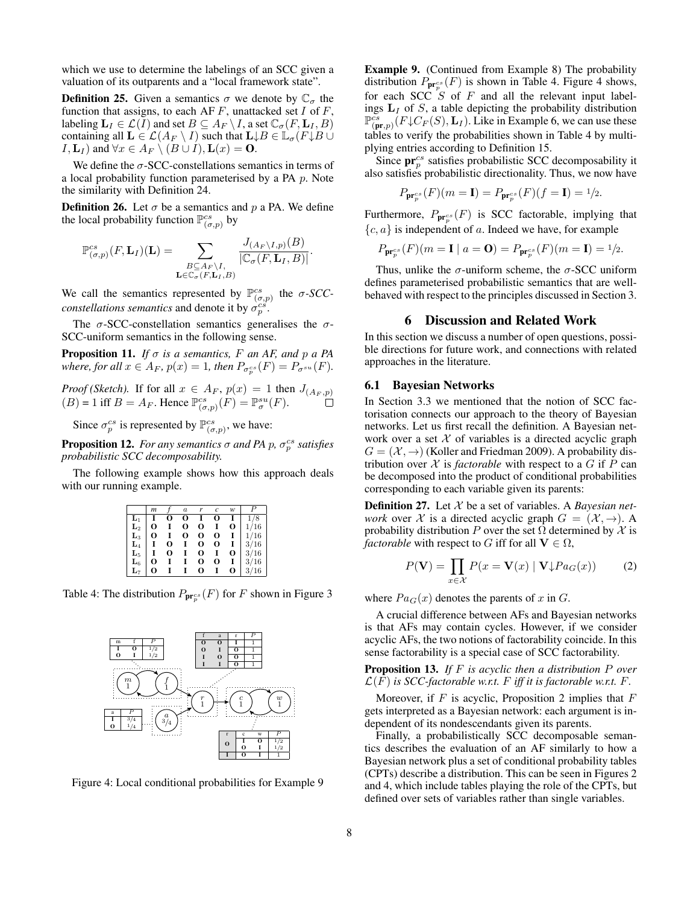which we use to determine the labelings of an SCC given a valuation of its outparents and a "local framework state".

**Definition 25.** Given a semantics $\sigma$ we denote by $\mathbb{C}_\sigma$ the function that assigns, to each AF $F$, unattacked set $I$ of $F$, labeling $\mathbf{L}_I \in \mathcal{L}(I)$ and set $B \subseteq A_F \setminus I$, a set $\mathbb{C}_\sigma(F, \mathbf{L}_I, B)$ containing all $\mathbf{L} \in \mathcal{L}(A_F \setminus I)$ such that $\mathbf{L}\downarrow B \in \mathbb{L}_\sigma(F\downarrow B \cup I, \mathbf{L}_I)$ and $\forall x \in A_F \setminus (B \cup I), \mathbf{L}(x) = \mathbf{O}$.

We define the $\sigma$-SCC-constellations semantics in terms of a local probability function parameterised by a PA $p$. Note the similarity with Definition 24.

**Definition 26.** Let $\sigma$ be a semantics and $p$ a PA. We define the local probability function $\mathbb{P}^{cs}_{(\sigma,p)}$ by

$$\mathbb{P}^{cs}_{(\sigma,p)}(F, \mathbf{L}_I)(\mathbf{L}) = \sum_{\substack{B \subseteq A_F \setminus I, \\ \mathbf{L} \in \mathbb{C}_\sigma(F, \mathbf{L}_I, B)}} \frac{J_{(A_F \setminus I, p)}(B)}{|\mathbb{C}_\sigma(F, \mathbf{L}_I, B)|}.$$

We call the semantics represented by $\mathbb{P}^{cs}_{(\sigma,p)}$ the *$\sigma$-SCC-constellations semantics* and denote it by $\sigma^{cs}_p$.

The $\sigma$-SCC-constellation semantics generalises the $\sigma$-SCC-uniform semantics in the following sense.

**Proposition 11.** *If $\sigma$ is a semantics, $F$ an AF, and $p$ a PA where, for all $x \in A_F$, $p(x) = 1$, then $P_{\sigma^{cs}_p}(F) = P_{\sigma^{su}}(F)$.*

*Proof (Sketch).* If for all $x \in A_F$, $p(x) = 1$ then $J_{(A_F,p)}(B) = 1$ iff $B = A_F$. Hence $\mathbb{P}^{cs}_{(\sigma,p)}(F) = \mathbb{P}^{su}_\sigma(F)$. □

Since $\sigma^{cs}_p$ is represented by $\mathbb{P}^{cs}_{(\sigma,p)}$, we have:

**Proposition 12.** *For any semantics $\sigma$ and PA $p$, $\sigma^{cs}_p$ satisfies probabilistic SCC decomposability.*

The following example shows how this approach deals with our running example.

| | $m$ | $f$ | $a$ | $r$ | $c$ | $w$ | $P$ |
|---|---|---|---|---|---|---|---|
| $\mathbf{L}_1$ | **I** | **O** | **O** | **I** | **O** | **I** | 1/8 |
| $\mathbf{L}_2$ | **O** | **I** | **O** | **O** | **I** | **O** | 1/16 |
| $\mathbf{L}_3$ | **O** | **I** | **O** | **O** | **O** | **I** | 1/16 |
| $\mathbf{L}_4$ | **I** | **O** | **I** | **O** | **O** | **I** | 3/16 |
| $\mathbf{L}_5$ | **I** | **O** | **I** | **O** | **I** | **O** | 3/16 |
| $\mathbf{L}_6$ | **O** | **I** | **I** | **O** | **O** | **I** | 3/16 |
| $\mathbf{L}_7$ | **O** | **I** | **I** | **O** | **I** | **O** | 3/16 |

Table 4: The distribution $P_{\mathbf{pr}^{cs}_p}(F)$ for $F$ shown in Figure 3

| m | f | $P$ |
|---|---|---|
| **I** | **O** | 1/2 |
| **O** | **I** | 1/2 |

| f | a | r | $P$ |
|---|---|---|---|
| **O** | **O** | **I** | 1 |
| **O** | **I** | **O** | 1 |
| **I** | **O** | **O** | 1 |
| **I** | **I** | **O** | 1 |

| a | $P$ |
|---|---|
| **I** | 3/4 |
| **O** | 1/4 |

| r | c | w | $P$ |
|---|---|---|---|
| **O** | **I** | **O** | 1/2 |
| | **O** | **I** | 1/2 |
| **I** | **O** | **I** | 1 |

Figure 4: Local conditional probabilities for Example 9

**Example 9.** (Continued from Example 8) The probability distribution $P_{\mathbf{pr}^{cs}_p}(F)$ is shown in Table 4. Figure 4 shows, for each SCC $S$ of $F$ and all the relevant input labelings $\mathbf{L}_I$ of $S$, a table depicting the probability distribution $\mathbb{P}^{cs}_{(\mathbf{pr},p)}(F\downarrow C_F(S), \mathbf{L}_I)$. Like in Example 6, we can use these tables to verify the probabilities shown in Table 4 by multiplying entries according to Definition 15.

Since $\mathbf{pr}^{cs}_p$ satisfies probabilistic SCC decomposability it also satisfies probabilistic directionality. Thus, we now have

$$P_{\mathbf{pr}^{cs}_p}(F)(m = \mathbf{I}) = P_{\mathbf{pr}^{cs}_p}(F)(f = \mathbf{I}) = 1/2.$$

Furthermore, $P_{\mathbf{pr}^{cs}_p}(F)$ is SCC factorable, implying that $\{c, a\}$ is independent of $a$. Indeed we have, for example

$$P_{\mathbf{pr}^{cs}_p}(F)(m = \mathbf{I} \mid a = \mathbf{O}) = P_{\mathbf{pr}^{cs}_p}(F)(m = \mathbf{I}) = 1/2.$$

Thus, unlike the $\sigma$-uniform scheme, the $\sigma$-SCC uniform defines parameterised probabilistic semantics that are well-behaved with respect to the principles discussed in Section 3.

## 6 Discussion and Related Work

In this section we discuss a number of open questions, possible directions for future work, and connections with related approaches in the literature.

### 6.1 Bayesian Networks

In Section 3.3 we mentioned that the notion of SCC factorisation connects our approach to the theory of Bayesian networks. Let us first recall the definition. A Bayesian network over a set $\mathcal{X}$ of variables is a directed acyclic graph $G = (\mathcal{X}, \to)$ (Koller and Friedman 2009). A probability distribution over $\mathcal{X}$ is *factorable* with respect to a $G$ if $P$ can be decomposed into the product of conditional probabilities corresponding to each variable given its parents:

**Definition 27.** Let $\mathcal{X}$ be a set of variables. A *Bayesian network* over $\mathcal{X}$ is a directed acyclic graph $G = (\mathcal{X}, \to)$. A probability distribution $P$ over the set $\Omega$ determined by $\mathcal{X}$ is *factorable* with respect to $G$ iff for all $\mathbf{V} \in \Omega$,

$$P(\mathbf{V}) = \prod_{x \in \mathcal{X}} P(x = \mathbf{V}(x) \mid \mathbf{V}\downarrow Pa_G(x)) \qquad (2)$$

where $Pa_G(x)$ denotes the parents of $x$ in $G$.

A crucial difference between AFs and Bayesian networks is that AFs may contain cycles. However, if we consider acyclic AFs, the two notions of factorability coincide. In this sense factorability is a special case of SCC factorability.

**Proposition 13.** *If $F$ is acyclic then a distribution $P$ over $\mathcal{L}(F)$ is SCC-factorable w.r.t. $F$ iff it is factorable w.r.t. $F$.*

Moreover, if $F$ is acyclic, Proposition 2 implies that $F$ gets interpreted as a Bayesian network: each argument is independent of its nondescendants given its parents.

Finally, a probabilistically SCC decomposable semantics describes the evaluation of an AF similarly to how a Bayesian network plus a set of conditional probability tables (CPTs) describe a distribution. This can be seen in Figures 2 and 4, which include tables playing the role of the CPTs, but defined over sets of variables rather than single variables.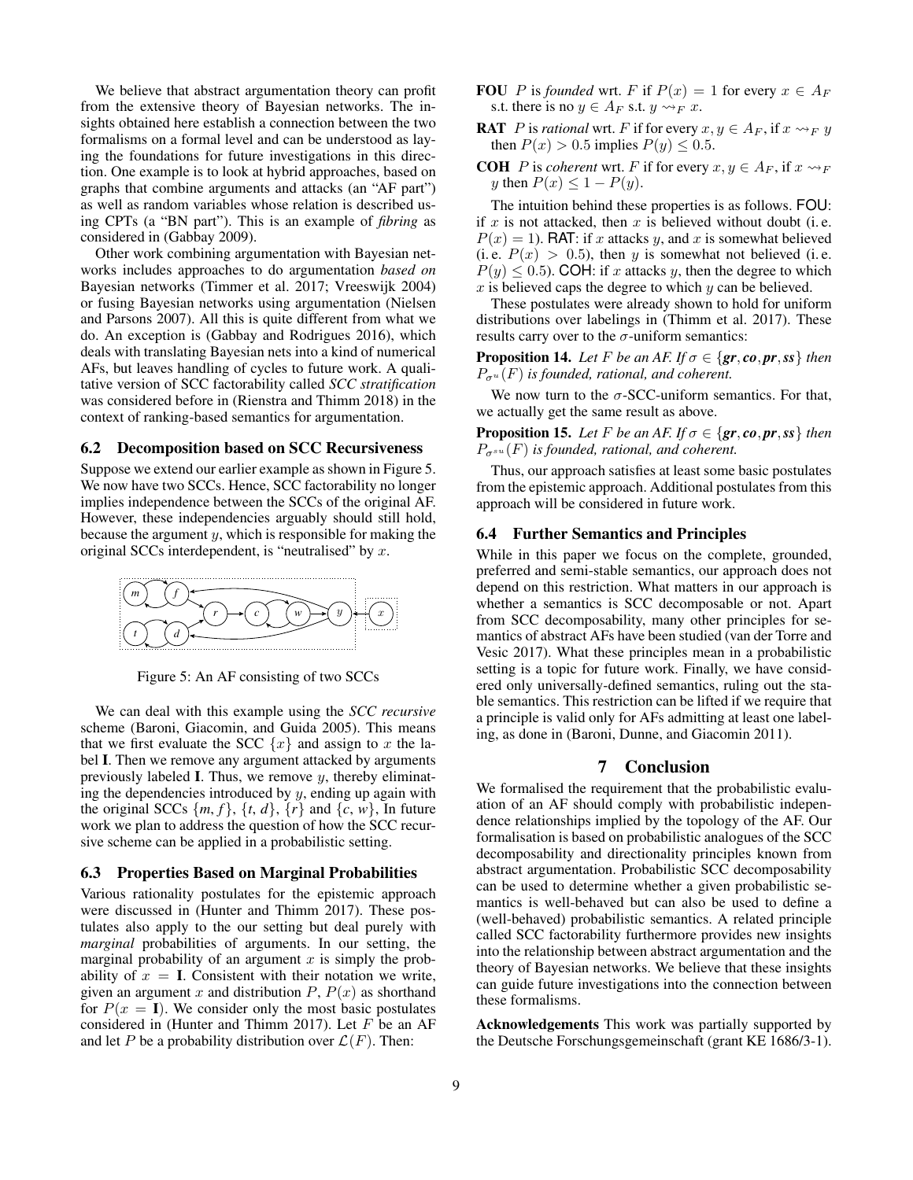We believe that abstract argumentation theory can profit from the extensive theory of Bayesian networks. The insights obtained here establish a connection between the two formalisms on a formal level and can be understood as laying the foundations for future investigations in this direction. One example is to look at hybrid approaches, based on graphs that combine arguments and attacks (an "AF part") as well as random variables whose relation is described using CPTs (a "BN part"). This is an example of *fibring* as considered in (Gabbay 2009).

Other work combining argumentation with Bayesian networks includes approaches to do argumentation *based on* Bayesian networks (Timmer et al. 2017; Vreeswijk 2004) or fusing Bayesian networks using argumentation (Nielsen and Parsons 2007). All this is quite different from what we do. An exception is (Gabbay and Rodrigues 2016), which deals with translating Bayesian nets into a kind of numerical AFs, but leaves handling of cycles to future work. A qualitative version of SCC factorability called *SCC stratification* was considered before in (Rienstra and Thimm 2018) in the context of ranking-based semantics for argumentation.

## 6.2 Decomposition based on SCC Recursiveness

Suppose we extend our earlier example as shown in Figure 5. We now have two SCCs. Hence, SCC factorability no longer implies independence between the SCCs of the original AF. However, these independencies arguably should still hold, because the argument $y$, which is responsible for making the original SCCs interdependent, is "neutralised" by $x$.

Figure 5: An AF consisting of two SCCs

We can deal with this example using the *SCC recursive* scheme (Baroni, Giacomin, and Guida 2005). This means that we first evaluate the SCC $\{x\}$ and assign to $x$ the label **I**. Then we remove any argument attacked by arguments previously labeled **I**. Thus, we remove $y$, thereby eliminating the dependencies introduced by $y$, ending up again with the original SCCs $\{m, f\}$, $\{t, d\}$, $\{r\}$ and $\{c, w\}$, In future work we plan to address the question of how the SCC recursive scheme can be applied in a probabilistic setting.

## 6.3 Properties Based on Marginal Probabilities

Various rationality postulates for the epistemic approach were discussed in (Hunter and Thimm 2017). These postulates also apply to the our setting but deal purely with *marginal* probabilities of arguments. In our setting, the marginal probability of an argument $x$ is simply the probability of $x = \mathbf{I}$. Consistent with their notation we write, given an argument $x$ and distribution $P$, $P(x)$ as shorthand for $P(x = \mathbf{I})$. We consider only the most basic postulates considered in (Hunter and Thimm 2017). Let $F$ be an AF and let $P$ be a probability distribution over $\mathcal{L}(F)$. Then:

**FOU** $P$ is *founded* wrt. $F$ if $P(x) = 1$ for every $x \in A_F$ s.t. there is no $y \in A_F$ s.t. $y \rightsquigarrow_F x$.

**RAT** $P$ is *rational* wrt. $F$ if for every $x, y \in A_F$, if $x \rightsquigarrow_F y$ then $P(x) > 0.5$ implies $P(y) \leq 0.5$.

**COH** $P$ is *coherent* wrt. $F$ if for every $x, y \in A_F$, if $x \rightsquigarrow_F y$ then $P(x) \leq 1 - P(y)$.

The intuition behind these properties is as follows. FOU: if $x$ is not attacked, then $x$ is believed without doubt (i. e. $P(x) = 1$). RAT: if $x$ attacks $y$, and $x$ is somewhat believed (i. e. $P(x) > 0.5$), then $y$ is somewhat not believed (i. e. $P(y) \leq 0.5$). COH: if $x$ attacks $y$, then the degree to which $x$ is believed caps the degree to which $y$ can be believed.

These postulates were already shown to hold for uniform distributions over labelings in (Thimm et al. 2017). These results carry over to the $\sigma$-uniform semantics:

**Proposition 14.** *Let $F$ be an AF. If $\sigma \in \{\mathbf{gr}, \mathbf{co}, \mathbf{pr}, \mathbf{ss}\}$ then $P_{\sigma^u}(F)$ is founded, rational, and coherent.*

We now turn to the $\sigma$-SCC-uniform semantics. For that, we actually get the same result as above.

**Proposition 15.** *Let $F$ be an AF. If $\sigma \in \{\mathbf{gr}, \mathbf{co}, \mathbf{pr}, \mathbf{ss}\}$ then $P_{\sigma^{su}}(F)$ is founded, rational, and coherent.*

Thus, our approach satisfies at least some basic postulates from the epistemic approach. Additional postulates from this approach will be considered in future work.

## 6.4 Further Semantics and Principles

While in this paper we focus on the complete, grounded, preferred and semi-stable semantics, our approach does not depend on this restriction. What matters in our approach is whether a semantics is SCC decomposable or not. Apart from SCC decomposability, many other principles for semantics of abstract AFs have been studied (van der Torre and Vesic 2017). What these principles mean in a probabilistic setting is a topic for future work. Finally, we have considered only universally-defined semantics, ruling out the stable semantics. This restriction can be lifted if we require that a principle is valid only for AFs admitting at least one labeling, as done in (Baroni, Dunne, and Giacomin 2011).

# 7 Conclusion

We formalised the requirement that the probabilistic evaluation of an AF should comply with probabilistic independence relationships implied by the topology of the AF. Our formalisation is based on probabilistic analogues of the SCC decomposability and directionality principles known from abstract argumentation. Probabilistic SCC decomposability can be used to determine whether a given probabilistic semantics is well-behaved but can also be used to define a (well-behaved) probabilistic semantics. A related principle called SCC factorability furthermore provides new insights into the relationship between abstract argumentation and the theory of Bayesian networks. We believe that these insights can guide future investigations into the connection between these formalisms.

**Acknowledgements** This work was partially supported by the Deutsche Forschungsgemeinschaft (grant KE 1686/3-1).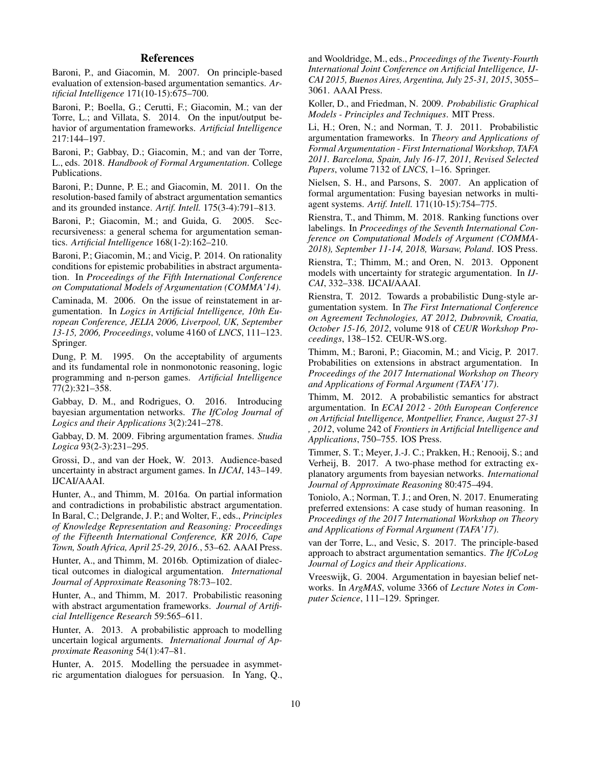## References

Baroni, P., and Giacomin, M. 2007. On principle-based evaluation of extension-based argumentation semantics. *Artificial Intelligence* 171(10-15):675–700.

Baroni, P.; Boella, G.; Cerutti, F.; Giacomin, M.; van der Torre, L.; and Villata, S. 2014. On the input/output behavior of argumentation frameworks. *Artificial Intelligence* 217:144–197.

Baroni, P.; Gabbay, D.; Giacomin, M.; and van der Torre, L., eds. 2018. *Handbook of Formal Argumentation*. College Publications.

Baroni, P.; Dunne, P. E.; and Giacomin, M. 2011. On the resolution-based family of abstract argumentation semantics and its grounded instance. *Artif. Intell.* 175(3-4):791–813.

Baroni, P.; Giacomin, M.; and Guida, G. 2005. Scc-recursiveness: a general schema for argumentation semantics. *Artificial Intelligence* 168(1-2):162–210.

Baroni, P.; Giacomin, M.; and Vicig, P. 2014. On rationality conditions for epistemic probabilities in abstract argumentation. In *Proceedings of the Fifth International Conference on Computational Models of Argumentation (COMMA'14)*.

Caminada, M. 2006. On the issue of reinstatement in argumentation. In *Logics in Artificial Intelligence, 10th European Conference, JELIA 2006, Liverpool, UK, September 13-15, 2006, Proceedings*, volume 4160 of *LNCS*, 111–123. Springer.

Dung, P. M. 1995. On the acceptability of arguments and its fundamental role in nonmonotonic reasoning, logic programming and n-person games. *Artificial Intelligence* 77(2):321–358.

Gabbay, D. M., and Rodrigues, O. 2016. Introducing bayesian argumentation networks. *The IfColog Journal of Logics and their Applications* 3(2):241–278.

Gabbay, D. M. 2009. Fibring argumentation frames. *Studia Logica* 93(2-3):231–295.

Grossi, D., and van der Hoek, W. 2013. Audience-based uncertainty in abstract argument games. In *IJCAI*, 143–149. IJCAI/AAAI.

Hunter, A., and Thimm, M. 2016a. On partial information and contradictions in probabilistic abstract argumentation. In Baral, C.; Delgrande, J. P.; and Wolter, F., eds., *Principles of Knowledge Representation and Reasoning: Proceedings of the Fifteenth International Conference, KR 2016, Cape Town, South Africa, April 25-29, 2016.*, 53–62. AAAI Press.

Hunter, A., and Thimm, M. 2016b. Optimization of dialectical outcomes in dialogical argumentation. *International Journal of Approximate Reasoning* 78:73–102.

Hunter, A., and Thimm, M. 2017. Probabilistic reasoning with abstract argumentation frameworks. *Journal of Artificial Intelligence Research* 59:565–611.

Hunter, A. 2013. A probabilistic approach to modelling uncertain logical arguments. *International Journal of Approximate Reasoning* 54(1):47–81.

Hunter, A. 2015. Modelling the persuadee in asymmetric argumentation dialogues for persuasion. In Yang, Q., and Wooldridge, M., eds., *Proceedings of the Twenty-Fourth International Joint Conference on Artificial Intelligence, IJCAI 2015, Buenos Aires, Argentina, July 25-31, 2015*, 3055–3061. AAAI Press.

Koller, D., and Friedman, N. 2009. *Probabilistic Graphical Models - Principles and Techniques*. MIT Press.

Li, H.; Oren, N.; and Norman, T. J. 2011. Probabilistic argumentation frameworks. In *Theory and Applications of Formal Argumentation - First International Workshop, TAFA 2011. Barcelona, Spain, July 16-17, 2011, Revised Selected Papers*, volume 7132 of *LNCS*, 1–16. Springer.

Nielsen, S. H., and Parsons, S. 2007. An application of formal argumentation: Fusing bayesian networks in multi-agent systems. *Artif. Intell.* 171(10-15):754–775.

Rienstra, T., and Thimm, M. 2018. Ranking functions over labelings. In *Proceedings of the Seventh International Conference on Computational Models of Argument (COMMA-2018), September 11-14, 2018, Warsaw, Poland*. IOS Press.

Rienstra, T.; Thimm, M.; and Oren, N. 2013. Opponent models with uncertainty for strategic argumentation. In *IJCAI*, 332–338. IJCAI/AAAI.

Rienstra, T. 2012. Towards a probabilistic Dung-style argumentation system. In *The First International Conference on Agreement Technologies, AT 2012, Dubrovnik, Croatia, October 15-16, 2012*, volume 918 of *CEUR Workshop Proceedings*, 138–152. CEUR-WS.org.

Thimm, M.; Baroni, P.; Giacomin, M.; and Vicig, P. 2017. Probabilities on extensions in abstract argumentation. In *Proceedings of the 2017 International Workshop on Theory and Applications of Formal Argument (TAFA'17)*.

Thimm, M. 2012. A probabilistic semantics for abstract argumentation. In *ECAI 2012 - 20th European Conference on Artificial Intelligence, Montpellier, France, August 27-31 , 2012*, volume 242 of *Frontiers in Artificial Intelligence and Applications*, 750–755. IOS Press.

Timmer, S. T.; Meyer, J.-J. C.; Prakken, H.; Renooij, S.; and Verheij, B. 2017. A two-phase method for extracting explanatory arguments from bayesian networks. *International Journal of Approximate Reasoning* 80:475–494.

Toniolo, A.; Norman, T. J.; and Oren, N. 2017. Enumerating preferred extensions: A case study of human reasoning. In *Proceedings of the 2017 International Workshop on Theory and Applications of Formal Argument (TAFA'17)*.

van der Torre, L., and Vesic, S. 2017. The principle-based approach to abstract argumentation semantics. *The IfCoLog Journal of Logics and their Applications*.

Vreeswijk, G. 2004. Argumentation in bayesian belief networks. In *ArgMAS*, volume 3366 of *Lecture Notes in Computer Science*, 111–129. Springer.